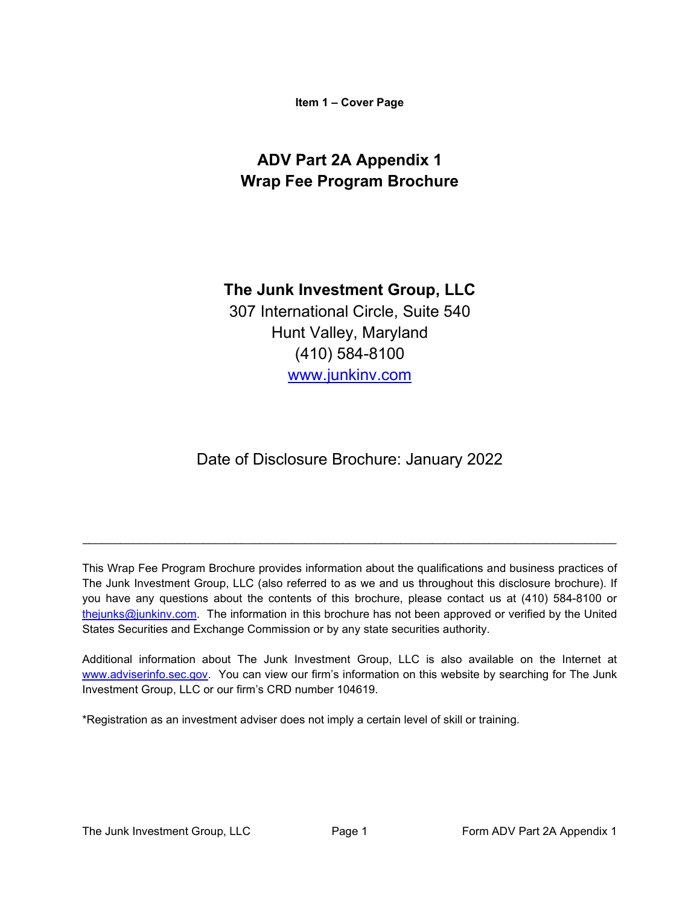**Item 1 – Cover Page**

# ADV Part 2A Appendix 1
# Wrap Fee Program Brochure

## The Junk Investment Group, LLC

307 International Circle, Suite 540
Hunt Valley, Maryland
(410) 584-8100
www.junkinv.com

Date of Disclosure Brochure: January 2022

---

This Wrap Fee Program Brochure provides information about the qualifications and business practices of The Junk Investment Group, LLC (also referred to as we and us throughout this disclosure brochure). If you have any questions about the contents of this brochure, please contact us at (410) 584-8100 or thejunks@junkinv.com. The information in this brochure has not been approved or verified by the United States Securities and Exchange Commission or by any state securities authority.

Additional information about The Junk Investment Group, LLC is also available on the Internet at www.adviserinfo.sec.gov. You can view our firm's information on this website by searching for The Junk Investment Group, LLC or our firm's CRD number 104619.

*Registration as an investment adviser does not imply a certain level of skill or training.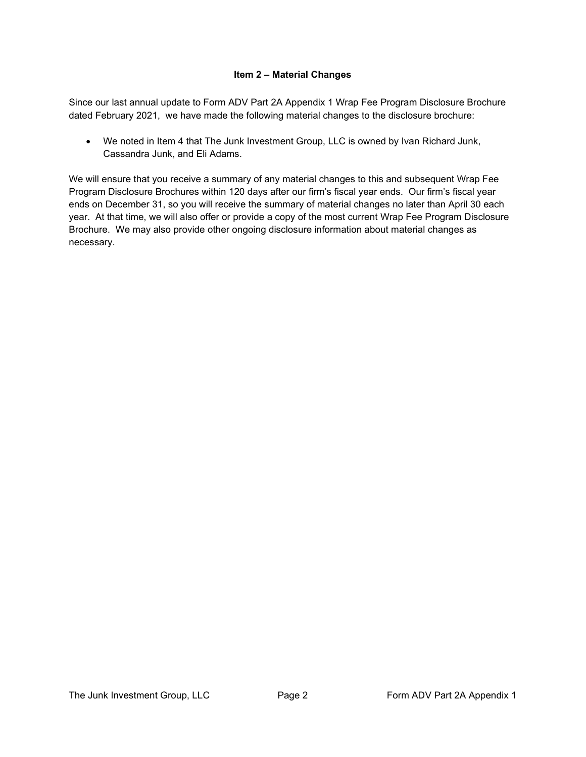## Item 2 – Material Changes

Since our last annual update to Form ADV Part 2A Appendix 1 Wrap Fee Program Disclosure Brochure dated February 2021, we have made the following material changes to the disclosure brochure:

- We noted in Item 4 that The Junk Investment Group, LLC is owned by Ivan Richard Junk, Cassandra Junk, and Eli Adams.

We will ensure that you receive a summary of any material changes to this and subsequent Wrap Fee Program Disclosure Brochures within 120 days after our firm's fiscal year ends. Our firm's fiscal year ends on December 31, so you will receive the summary of material changes no later than April 30 each year. At that time, we will also offer or provide a copy of the most current Wrap Fee Program Disclosure Brochure. We may also provide other ongoing disclosure information about material changes as necessary.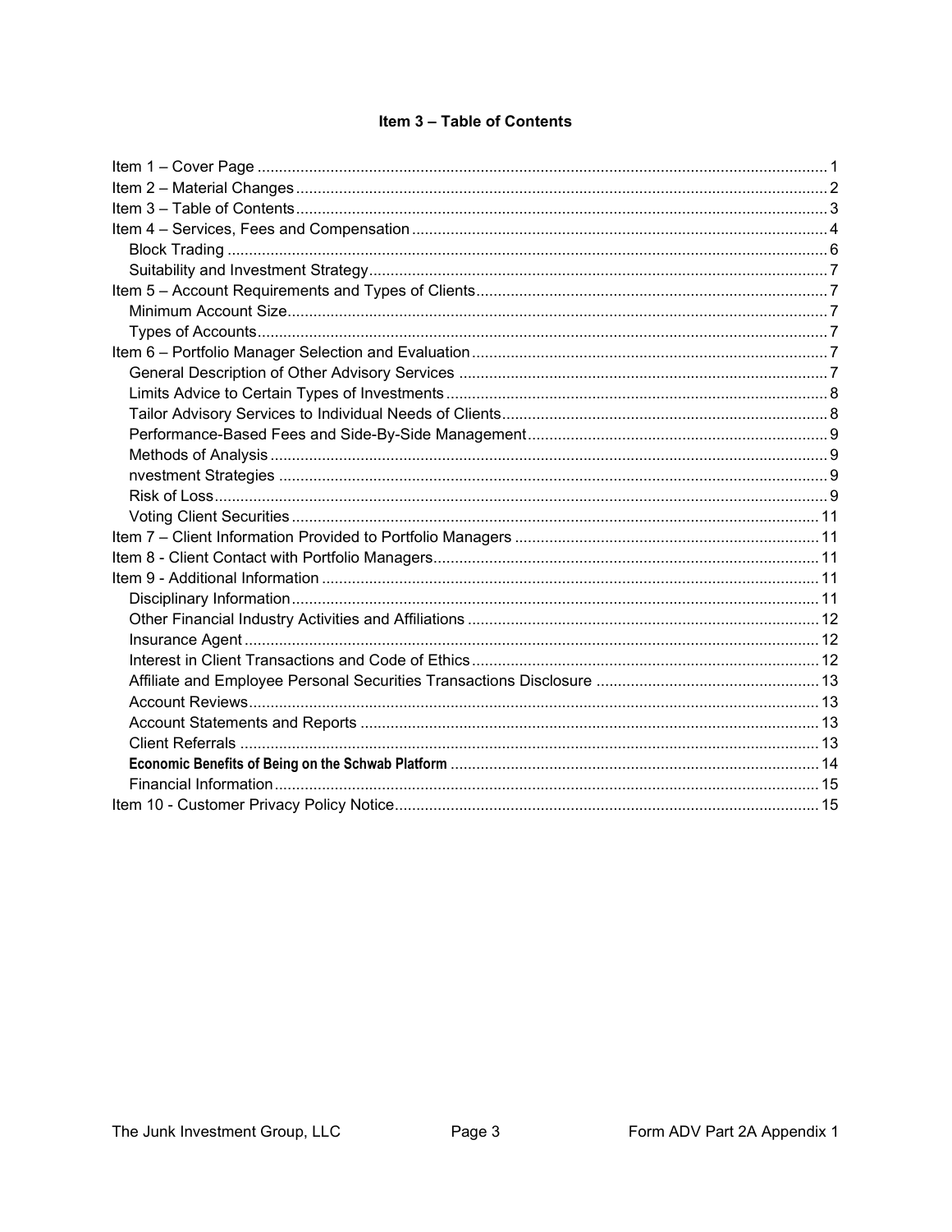## Item 3 – Table of Contents

Item 1 – Cover Page ........................................................................................................................1
Item 2 – Material Changes ...............................................................................................................2
Item 3 – Table of Contents ...............................................................................................................3
Item 4 – Services, Fees and Compensation .....................................................................................4
  Block Trading ...............................................................................................................................6
  Suitability and Investment Strategy ...............................................................................................7
Item 5 – Account Requirements and Types of Clients ........................................................................7
  Minimum Account Size .................................................................................................................7
  Types of Accounts ........................................................................................................................7
Item 6 – Portfolio Manager Selection and Evaluation .........................................................................7
  General Description of Other Advisory Services ............................................................................7
  Limits Advice to Certain Types of Investments ..............................................................................8
  Tailor Advisory Services to Individual Needs of Clients ..................................................................8
  Performance-Based Fees and Side-By-Side Management ..............................................................9
  Methods of Analysis .....................................................................................................................9
  nvestment Strategies ...................................................................................................................9
  Risk of Loss .................................................................................................................................9
  Voting Client Securities ...............................................................................................................11
Item 7 – Client Information Provided to Portfolio Managers .............................................................11
Item 8 - Client Contact with Portfolio Managers ...............................................................................11
Item 9 - Additional Information .......................................................................................................11
  Disciplinary Information ..............................................................................................................11
  Other Financial Industry Activities and Affiliations .......................................................................12
  Insurance Agent .........................................................................................................................12
  Interest in Client Transactions and Code of Ethics ......................................................................12
  Affiliate and Employee Personal Securities Transactions Disclosure ............................................13
  Account Reviews ........................................................................................................................13
  Account Statements and Reports ................................................................................................13
  Client Referrals ..........................................................................................................................13
  **Economic Benefits of Being on the Schwab Platform** ...............................................................14
  Financial Information ..................................................................................................................15
Item 10 - Customer Privacy Policy Notice .......................................................................................15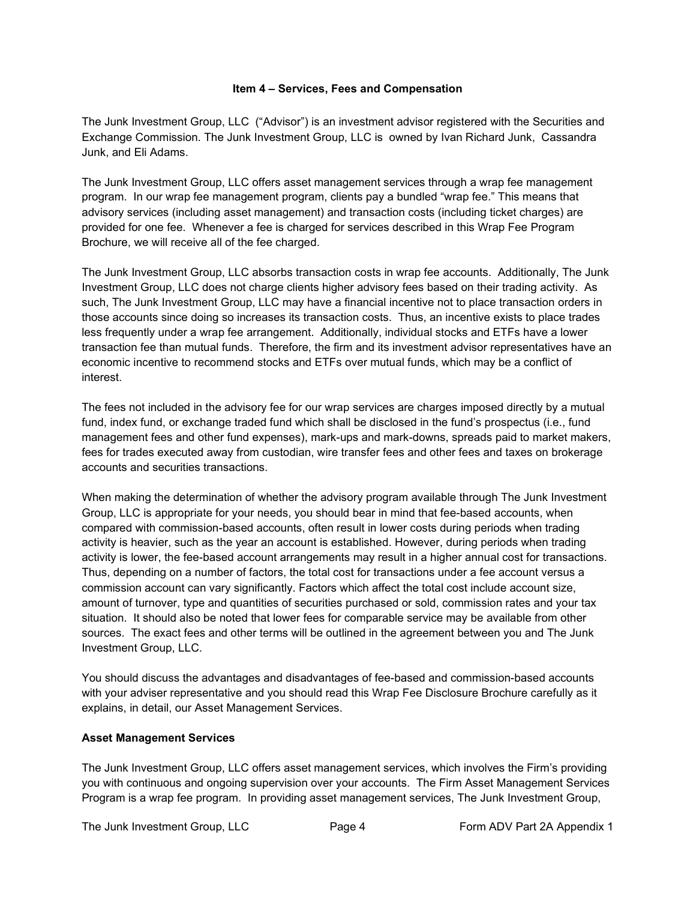## Item 4 – Services, Fees and Compensation

The Junk Investment Group, LLC ("Advisor") is an investment advisor registered with the Securities and Exchange Commission. The Junk Investment Group, LLC is owned by Ivan Richard Junk, Cassandra Junk, and Eli Adams.

The Junk Investment Group, LLC offers asset management services through a wrap fee management program. In our wrap fee management program, clients pay a bundled "wrap fee." This means that advisory services (including asset management) and transaction costs (including ticket charges) are provided for one fee. Whenever a fee is charged for services described in this Wrap Fee Program Brochure, we will receive all of the fee charged.

The Junk Investment Group, LLC absorbs transaction costs in wrap fee accounts. Additionally, The Junk Investment Group, LLC does not charge clients higher advisory fees based on their trading activity. As such, The Junk Investment Group, LLC may have a financial incentive not to place transaction orders in those accounts since doing so increases its transaction costs. Thus, an incentive exists to place trades less frequently under a wrap fee arrangement. Additionally, individual stocks and ETFs have a lower transaction fee than mutual funds. Therefore, the firm and its investment advisor representatives have an economic incentive to recommend stocks and ETFs over mutual funds, which may be a conflict of interest.

The fees not included in the advisory fee for our wrap services are charges imposed directly by a mutual fund, index fund, or exchange traded fund which shall be disclosed in the fund's prospectus (i.e., fund management fees and other fund expenses), mark-ups and mark-downs, spreads paid to market makers, fees for trades executed away from custodian, wire transfer fees and other fees and taxes on brokerage accounts and securities transactions.

When making the determination of whether the advisory program available through The Junk Investment Group, LLC is appropriate for your needs, you should bear in mind that fee-based accounts, when compared with commission-based accounts, often result in lower costs during periods when trading activity is heavier, such as the year an account is established. However, during periods when trading activity is lower, the fee-based account arrangements may result in a higher annual cost for transactions. Thus, depending on a number of factors, the total cost for transactions under a fee account versus a commission account can vary significantly. Factors which affect the total cost include account size, amount of turnover, type and quantities of securities purchased or sold, commission rates and your tax situation. It should also be noted that lower fees for comparable service may be available from other sources. The exact fees and other terms will be outlined in the agreement between you and The Junk Investment Group, LLC.

You should discuss the advantages and disadvantages of fee-based and commission-based accounts with your adviser representative and you should read this Wrap Fee Disclosure Brochure carefully as it explains, in detail, our Asset Management Services.

### Asset Management Services

The Junk Investment Group, LLC offers asset management services, which involves the Firm's providing you with continuous and ongoing supervision over your accounts. The Firm Asset Management Services Program is a wrap fee program. In providing asset management services, The Junk Investment Group,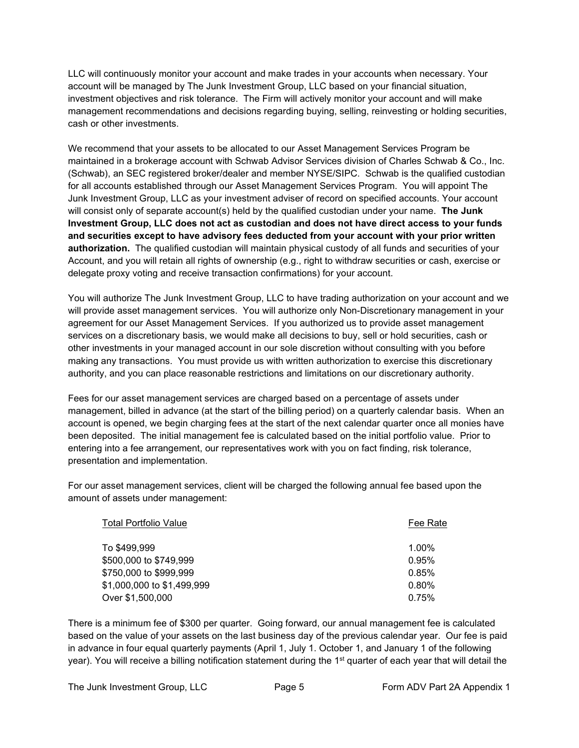LLC will continuously monitor your account and make trades in your accounts when necessary. Your account will be managed by The Junk Investment Group, LLC based on your financial situation, investment objectives and risk tolerance. The Firm will actively monitor your account and will make management recommendations and decisions regarding buying, selling, reinvesting or holding securities, cash or other investments.

We recommend that your assets to be allocated to our Asset Management Services Program be maintained in a brokerage account with Schwab Advisor Services division of Charles Schwab & Co., Inc. (Schwab), an SEC registered broker/dealer and member NYSE/SIPC. Schwab is the qualified custodian for all accounts established through our Asset Management Services Program. You will appoint The Junk Investment Group, LLC as your investment adviser of record on specified accounts. Your account will consist only of separate account(s) held by the qualified custodian under your name. **The Junk Investment Group, LLC does not act as custodian and does not have direct access to your funds and securities except to have advisory fees deducted from your account with your prior written authorization.** The qualified custodian will maintain physical custody of all funds and securities of your Account, and you will retain all rights of ownership (e.g., right to withdraw securities or cash, exercise or delegate proxy voting and receive transaction confirmations) for your account.

You will authorize The Junk Investment Group, LLC to have trading authorization on your account and we will provide asset management services. You will authorize only Non-Discretionary management in your agreement for our Asset Management Services. If you authorized us to provide asset management services on a discretionary basis, we would make all decisions to buy, sell or hold securities, cash or other investments in your managed account in our sole discretion without consulting with you before making any transactions. You must provide us with written authorization to exercise this discretionary authority, and you can place reasonable restrictions and limitations on our discretionary authority.

Fees for our asset management services are charged based on a percentage of assets under management, billed in advance (at the start of the billing period) on a quarterly calendar basis. When an account is opened, we begin charging fees at the start of the next calendar quarter once all monies have been deposited. The initial management fee is calculated based on the initial portfolio value. Prior to entering into a fee arrangement, our representatives work with you on fact finding, risk tolerance, presentation and implementation.

For our asset management services, client will be charged the following annual fee based upon the amount of assets under management:

| Total Portfolio Value | Fee Rate |
| --- | --- |
| To $499,999 | 1.00% |
| $500,000 to $749,999 | 0.95% |
| $750,000 to $999,999 | 0.85% |
| $1,000,000 to $1,499,999 | 0.80% |
| Over $1,500,000 | 0.75% |

There is a minimum fee of $300 per quarter. Going forward, our annual management fee is calculated based on the value of your assets on the last business day of the previous calendar year. Our fee is paid in advance in four equal quarterly payments (April 1, July 1. October 1, and January 1 of the following year). You will receive a billing notification statement during the 1st quarter of each year that will detail the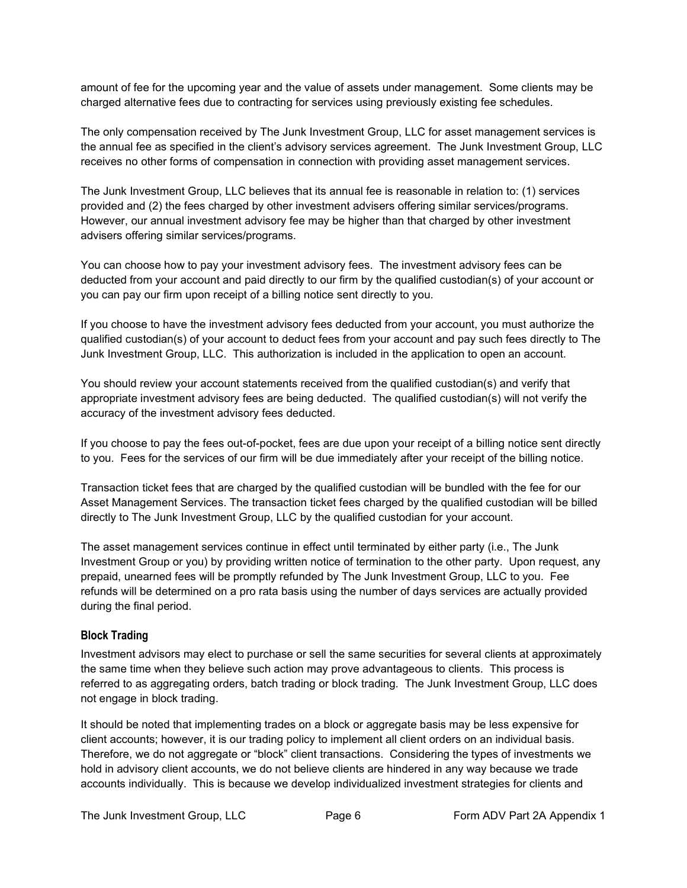amount of fee for the upcoming year and the value of assets under management. Some clients may be charged alternative fees due to contracting for services using previously existing fee schedules.

The only compensation received by The Junk Investment Group, LLC for asset management services is the annual fee as specified in the client's advisory services agreement. The Junk Investment Group, LLC receives no other forms of compensation in connection with providing asset management services.

The Junk Investment Group, LLC believes that its annual fee is reasonable in relation to: (1) services provided and (2) the fees charged by other investment advisers offering similar services/programs. However, our annual investment advisory fee may be higher than that charged by other investment advisers offering similar services/programs.

You can choose how to pay your investment advisory fees. The investment advisory fees can be deducted from your account and paid directly to our firm by the qualified custodian(s) of your account or you can pay our firm upon receipt of a billing notice sent directly to you.

If you choose to have the investment advisory fees deducted from your account, you must authorize the qualified custodian(s) of your account to deduct fees from your account and pay such fees directly to The Junk Investment Group, LLC. This authorization is included in the application to open an account.

You should review your account statements received from the qualified custodian(s) and verify that appropriate investment advisory fees are being deducted. The qualified custodian(s) will not verify the accuracy of the investment advisory fees deducted.

If you choose to pay the fees out-of-pocket, fees are due upon your receipt of a billing notice sent directly to you. Fees for the services of our firm will be due immediately after your receipt of the billing notice.

Transaction ticket fees that are charged by the qualified custodian will be bundled with the fee for our Asset Management Services. The transaction ticket fees charged by the qualified custodian will be billed directly to The Junk Investment Group, LLC by the qualified custodian for your account.

The asset management services continue in effect until terminated by either party (i.e., The Junk Investment Group or you) by providing written notice of termination to the other party. Upon request, any prepaid, unearned fees will be promptly refunded by The Junk Investment Group, LLC to you. Fee refunds will be determined on a pro rata basis using the number of days services are actually provided during the final period.

### Block Trading

Investment advisors may elect to purchase or sell the same securities for several clients at approximately the same time when they believe such action may prove advantageous to clients. This process is referred to as aggregating orders, batch trading or block trading. The Junk Investment Group, LLC does not engage in block trading.

It should be noted that implementing trades on a block or aggregate basis may be less expensive for client accounts; however, it is our trading policy to implement all client orders on an individual basis. Therefore, we do not aggregate or "block" client transactions. Considering the types of investments we hold in advisory client accounts, we do not believe clients are hindered in any way because we trade accounts individually. This is because we develop individualized investment strategies for clients and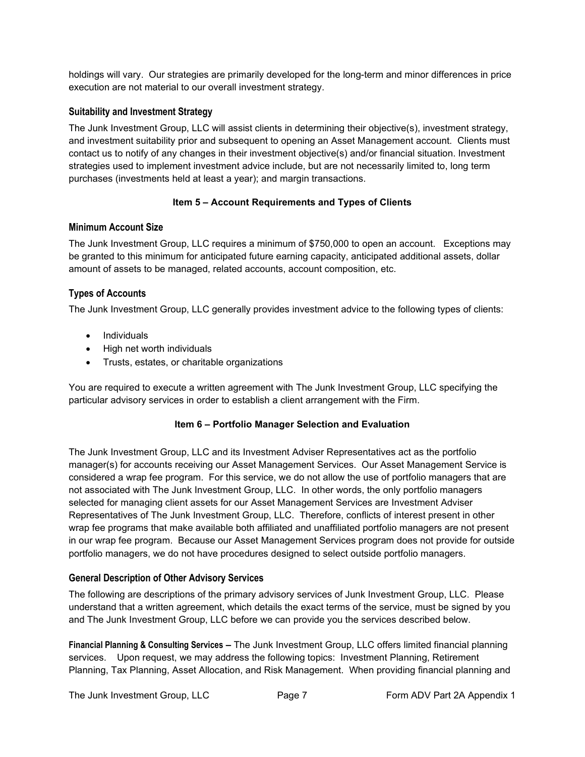holdings will vary. Our strategies are primarily developed for the long-term and minor differences in price execution are not material to our overall investment strategy.

### Suitability and Investment Strategy

The Junk Investment Group, LLC will assist clients in determining their objective(s), investment strategy, and investment suitability prior and subsequent to opening an Asset Management account. Clients must contact us to notify of any changes in their investment objective(s) and/or financial situation. Investment strategies used to implement investment advice include, but are not necessarily limited to, long term purchases (investments held at least a year); and margin transactions.

## Item 5 – Account Requirements and Types of Clients

### Minimum Account Size

The Junk Investment Group, LLC requires a minimum of $750,000 to open an account. Exceptions may be granted to this minimum for anticipated future earning capacity, anticipated additional assets, dollar amount of assets to be managed, related accounts, account composition, etc.

### Types of Accounts

The Junk Investment Group, LLC generally provides investment advice to the following types of clients:

- Individuals
- High net worth individuals
- Trusts, estates, or charitable organizations

You are required to execute a written agreement with The Junk Investment Group, LLC specifying the particular advisory services in order to establish a client arrangement with the Firm.

## Item 6 – Portfolio Manager Selection and Evaluation

The Junk Investment Group, LLC and its Investment Adviser Representatives act as the portfolio manager(s) for accounts receiving our Asset Management Services. Our Asset Management Service is considered a wrap fee program. For this service, we do not allow the use of portfolio managers that are not associated with The Junk Investment Group, LLC. In other words, the only portfolio managers selected for managing client assets for our Asset Management Services are Investment Adviser Representatives of The Junk Investment Group, LLC. Therefore, conflicts of interest present in other wrap fee programs that make available both affiliated and unaffiliated portfolio managers are not present in our wrap fee program. Because our Asset Management Services program does not provide for outside portfolio managers, we do not have procedures designed to select outside portfolio managers.

### General Description of Other Advisory Services

The following are descriptions of the primary advisory services of Junk Investment Group, LLC. Please understand that a written agreement, which details the exact terms of the service, must be signed by you and The Junk Investment Group, LLC before we can provide you the services described below.

**Financial Planning & Consulting Services –** The Junk Investment Group, LLC offers limited financial planning services. Upon request, we may address the following topics: Investment Planning, Retirement Planning, Tax Planning, Asset Allocation, and Risk Management. When providing financial planning and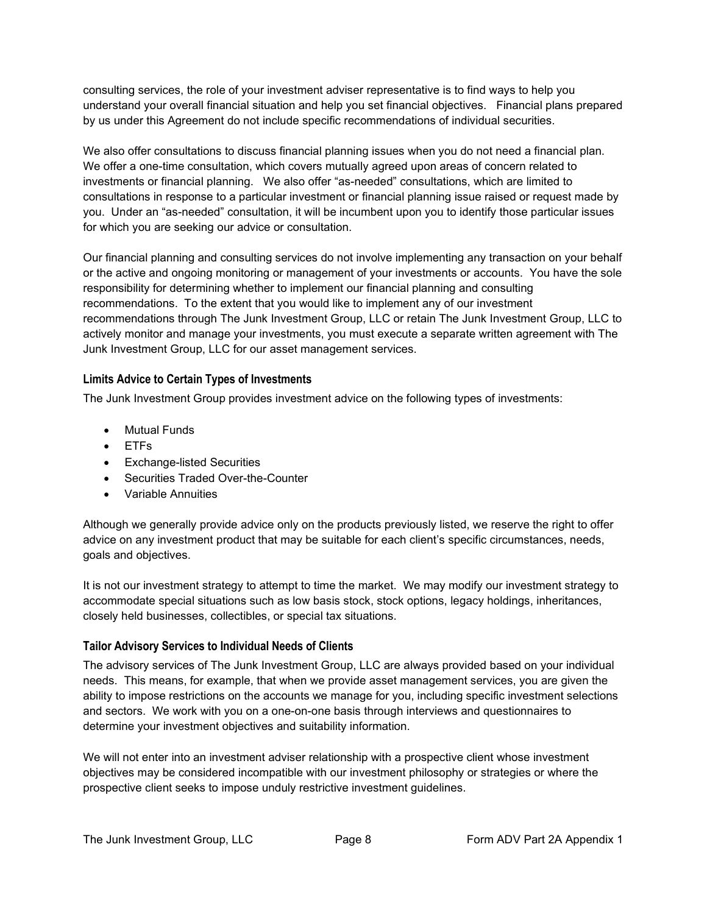consulting services, the role of your investment adviser representative is to find ways to help you understand your overall financial situation and help you set financial objectives. Financial plans prepared by us under this Agreement do not include specific recommendations of individual securities.

We also offer consultations to discuss financial planning issues when you do not need a financial plan. We offer a one-time consultation, which covers mutually agreed upon areas of concern related to investments or financial planning. We also offer "as-needed" consultations, which are limited to consultations in response to a particular investment or financial planning issue raised or request made by you. Under an "as-needed" consultation, it will be incumbent upon you to identify those particular issues for which you are seeking our advice or consultation.

Our financial planning and consulting services do not involve implementing any transaction on your behalf or the active and ongoing monitoring or management of your investments or accounts. You have the sole responsibility for determining whether to implement our financial planning and consulting recommendations. To the extent that you would like to implement any of our investment recommendations through The Junk Investment Group, LLC or retain The Junk Investment Group, LLC to actively monitor and manage your investments, you must execute a separate written agreement with The Junk Investment Group, LLC for our asset management services.

### Limits Advice to Certain Types of Investments

The Junk Investment Group provides investment advice on the following types of investments:

- Mutual Funds
- ETFs
- Exchange-listed Securities
- Securities Traded Over-the-Counter
- Variable Annuities

Although we generally provide advice only on the products previously listed, we reserve the right to offer advice on any investment product that may be suitable for each client's specific circumstances, needs, goals and objectives.

It is not our investment strategy to attempt to time the market. We may modify our investment strategy to accommodate special situations such as low basis stock, stock options, legacy holdings, inheritances, closely held businesses, collectibles, or special tax situations.

### Tailor Advisory Services to Individual Needs of Clients

The advisory services of The Junk Investment Group, LLC are always provided based on your individual needs. This means, for example, that when we provide asset management services, you are given the ability to impose restrictions on the accounts we manage for you, including specific investment selections and sectors. We work with you on a one-on-one basis through interviews and questionnaires to determine your investment objectives and suitability information.

We will not enter into an investment adviser relationship with a prospective client whose investment objectives may be considered incompatible with our investment philosophy or strategies or where the prospective client seeks to impose unduly restrictive investment guidelines.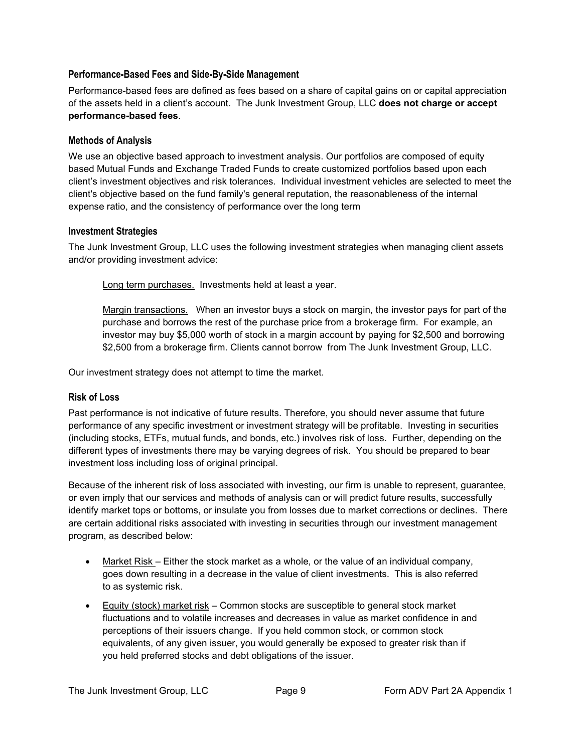### Performance-Based Fees and Side-By-Side Management

Performance-based fees are defined as fees based on a share of capital gains on or capital appreciation of the assets held in a client's account. The Junk Investment Group, LLC **does not charge or accept performance-based fees**.

### Methods of Analysis

We use an objective based approach to investment analysis. Our portfolios are composed of equity based Mutual Funds and Exchange Traded Funds to create customized portfolios based upon each client's investment objectives and risk tolerances. Individual investment vehicles are selected to meet the client's objective based on the fund family's general reputation, the reasonableness of the internal expense ratio, and the consistency of performance over the long term

### Investment Strategies

The Junk Investment Group, LLC uses the following investment strategies when managing client assets and/or providing investment advice:

> Long term purchases. Investments held at least a year.
>
> Margin transactions. When an investor buys a stock on margin, the investor pays for part of the purchase and borrows the rest of the purchase price from a brokerage firm. For example, an investor may buy $5,000 worth of stock in a margin account by paying for $2,500 and borrowing $2,500 from a brokerage firm. Clients cannot borrow from The Junk Investment Group, LLC.

Our investment strategy does not attempt to time the market.

### Risk of Loss

Past performance is not indicative of future results. Therefore, you should never assume that future performance of any specific investment or investment strategy will be profitable. Investing in securities (including stocks, ETFs, mutual funds, and bonds, etc.) involves risk of loss. Further, depending on the different types of investments there may be varying degrees of risk. You should be prepared to bear investment loss including loss of original principal.

Because of the inherent risk of loss associated with investing, our firm is unable to represent, guarantee, or even imply that our services and methods of analysis can or will predict future results, successfully identify market tops or bottoms, or insulate you from losses due to market corrections or declines. There are certain additional risks associated with investing in securities through our investment management program, as described below:

- Market Risk – Either the stock market as a whole, or the value of an individual company, goes down resulting in a decrease in the value of client investments. This is also referred to as systemic risk.
- Equity (stock) market risk – Common stocks are susceptible to general stock market fluctuations and to volatile increases and decreases in value as market confidence in and perceptions of their issuers change. If you held common stock, or common stock equivalents, of any given issuer, you would generally be exposed to greater risk than if you held preferred stocks and debt obligations of the issuer.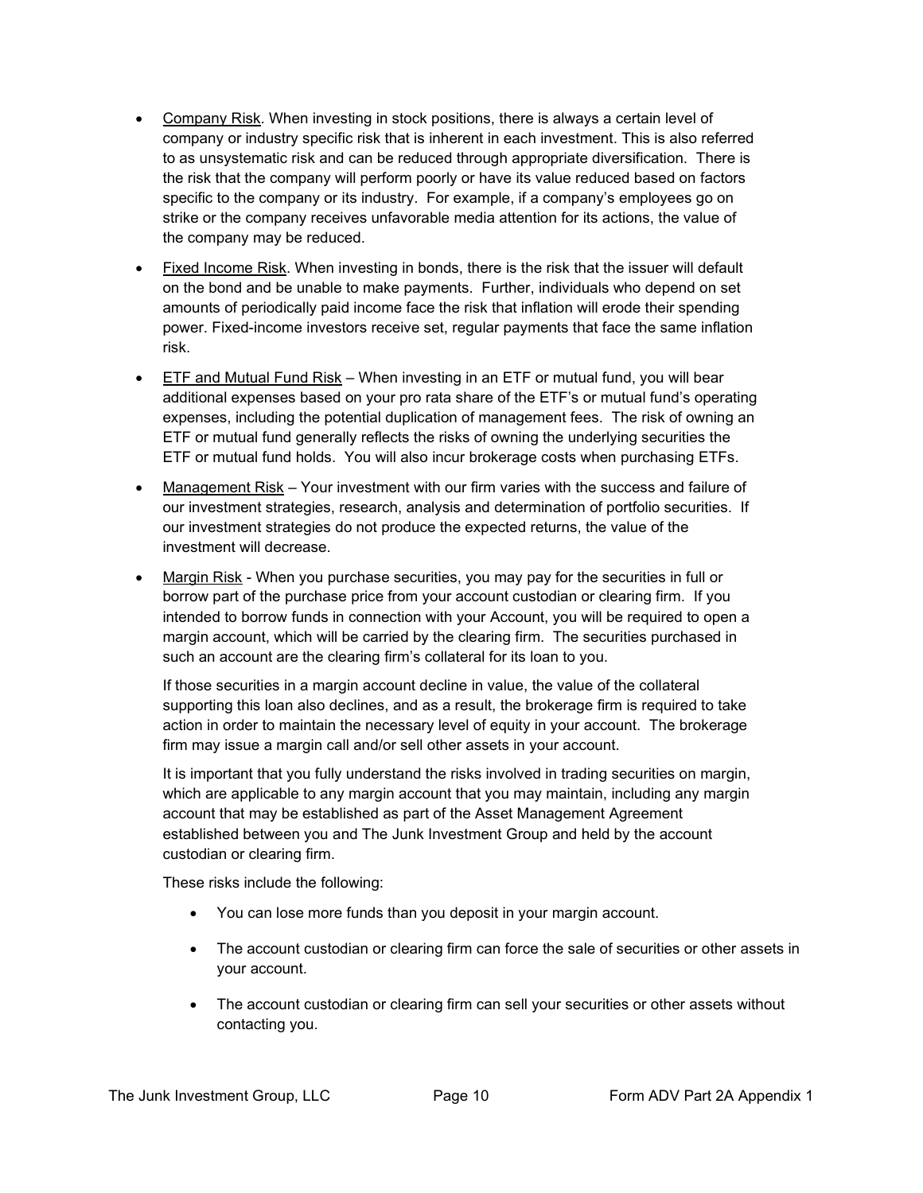- <u>Company Risk</u>. When investing in stock positions, there is always a certain level of company or industry specific risk that is inherent in each investment. This is also referred to as unsystematic risk and can be reduced through appropriate diversification. There is the risk that the company will perform poorly or have its value reduced based on factors specific to the company or its industry. For example, if a company's employees go on strike or the company receives unfavorable media attention for its actions, the value of the company may be reduced.

- <u>Fixed Income Risk</u>. When investing in bonds, there is the risk that the issuer will default on the bond and be unable to make payments. Further, individuals who depend on set amounts of periodically paid income face the risk that inflation will erode their spending power. Fixed-income investors receive set, regular payments that face the same inflation risk.

- <u>ETF and Mutual Fund Risk</u> – When investing in an ETF or mutual fund, you will bear additional expenses based on your pro rata share of the ETF's or mutual fund's operating expenses, including the potential duplication of management fees. The risk of owning an ETF or mutual fund generally reflects the risks of owning the underlying securities the ETF or mutual fund holds. You will also incur brokerage costs when purchasing ETFs.

- <u>Management Risk</u> – Your investment with our firm varies with the success and failure of our investment strategies, research, analysis and determination of portfolio securities. If our investment strategies do not produce the expected returns, the value of the investment will decrease.

- <u>Margin Risk</u> - When you purchase securities, you may pay for the securities in full or borrow part of the purchase price from your account custodian or clearing firm. If you intended to borrow funds in connection with your Account, you will be required to open a margin account, which will be carried by the clearing firm. The securities purchased in such an account are the clearing firm's collateral for its loan to you.

  If those securities in a margin account decline in value, the value of the collateral supporting this loan also declines, and as a result, the brokerage firm is required to take action in order to maintain the necessary level of equity in your account. The brokerage firm may issue a margin call and/or sell other assets in your account.

  It is important that you fully understand the risks involved in trading securities on margin, which are applicable to any margin account that you may maintain, including any margin account that may be established as part of the Asset Management Agreement established between you and The Junk Investment Group and held by the account custodian or clearing firm.

  These risks include the following:

  - You can lose more funds than you deposit in your margin account.
  - The account custodian or clearing firm can force the sale of securities or other assets in your account.
  - The account custodian or clearing firm can sell your securities or other assets without contacting you.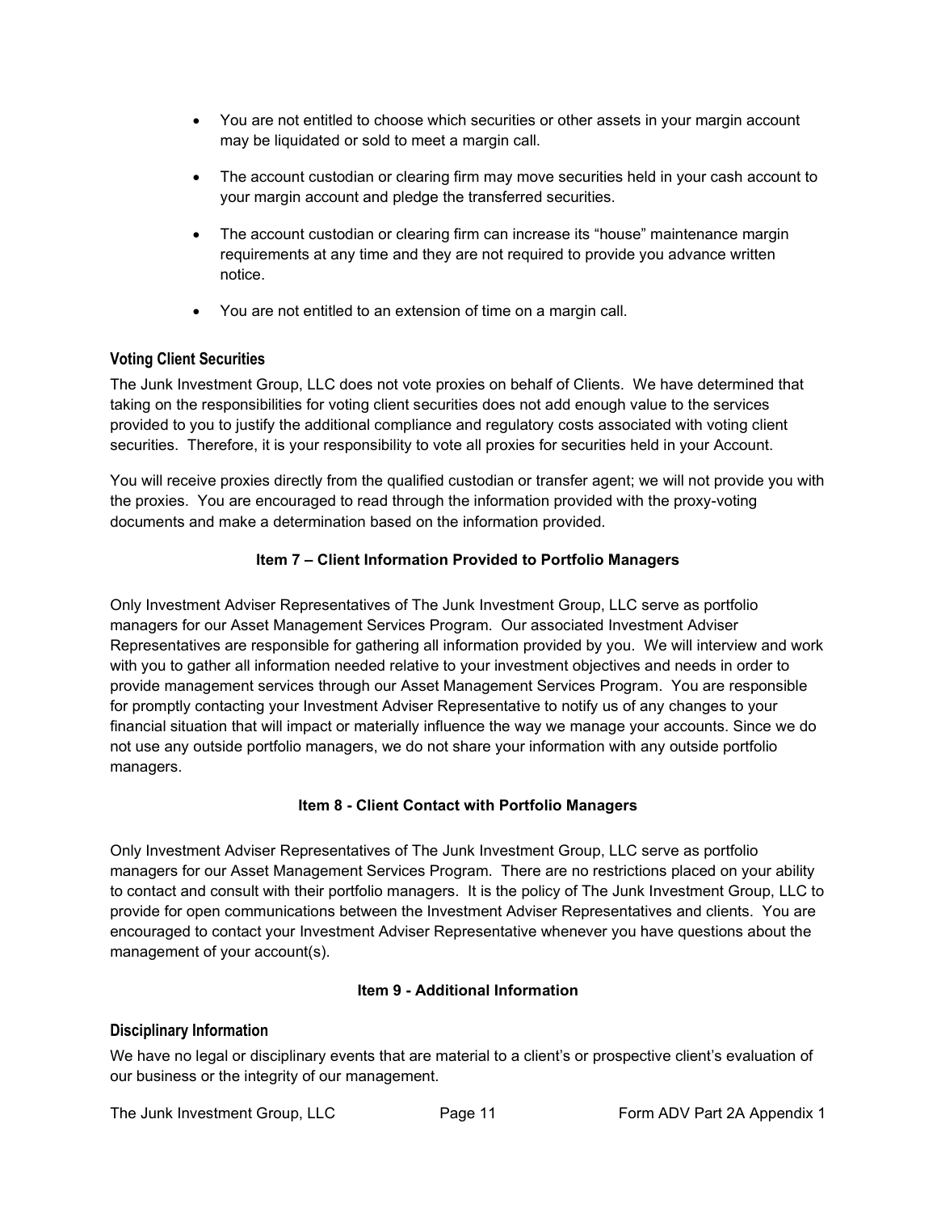- You are not entitled to choose which securities or other assets in your margin account may be liquidated or sold to meet a margin call.
- The account custodian or clearing firm may move securities held in your cash account to your margin account and pledge the transferred securities.
- The account custodian or clearing firm can increase its "house" maintenance margin requirements at any time and they are not required to provide you advance written notice.
- You are not entitled to an extension of time on a margin call.

### Voting Client Securities

The Junk Investment Group, LLC does not vote proxies on behalf of Clients. We have determined that taking on the responsibilities for voting client securities does not add enough value to the services provided to you to justify the additional compliance and regulatory costs associated with voting client securities. Therefore, it is your responsibility to vote all proxies for securities held in your Account.

You will receive proxies directly from the qualified custodian or transfer agent; we will not provide you with the proxies. You are encouraged to read through the information provided with the proxy-voting documents and make a determination based on the information provided.

## Item 7 – Client Information Provided to Portfolio Managers

Only Investment Adviser Representatives of The Junk Investment Group, LLC serve as portfolio managers for our Asset Management Services Program. Our associated Investment Adviser Representatives are responsible for gathering all information provided by you. We will interview and work with you to gather all information needed relative to your investment objectives and needs in order to provide management services through our Asset Management Services Program. You are responsible for promptly contacting your Investment Adviser Representative to notify us of any changes to your financial situation that will impact or materially influence the way we manage your accounts. Since we do not use any outside portfolio managers, we do not share your information with any outside portfolio managers.

## Item 8 - Client Contact with Portfolio Managers

Only Investment Adviser Representatives of The Junk Investment Group, LLC serve as portfolio managers for our Asset Management Services Program. There are no restrictions placed on your ability to contact and consult with their portfolio managers. It is the policy of The Junk Investment Group, LLC to provide for open communications between the Investment Adviser Representatives and clients. You are encouraged to contact your Investment Adviser Representative whenever you have questions about the management of your account(s).

## Item 9 - Additional Information

### Disciplinary Information

We have no legal or disciplinary events that are material to a client's or prospective client's evaluation of our business or the integrity of our management.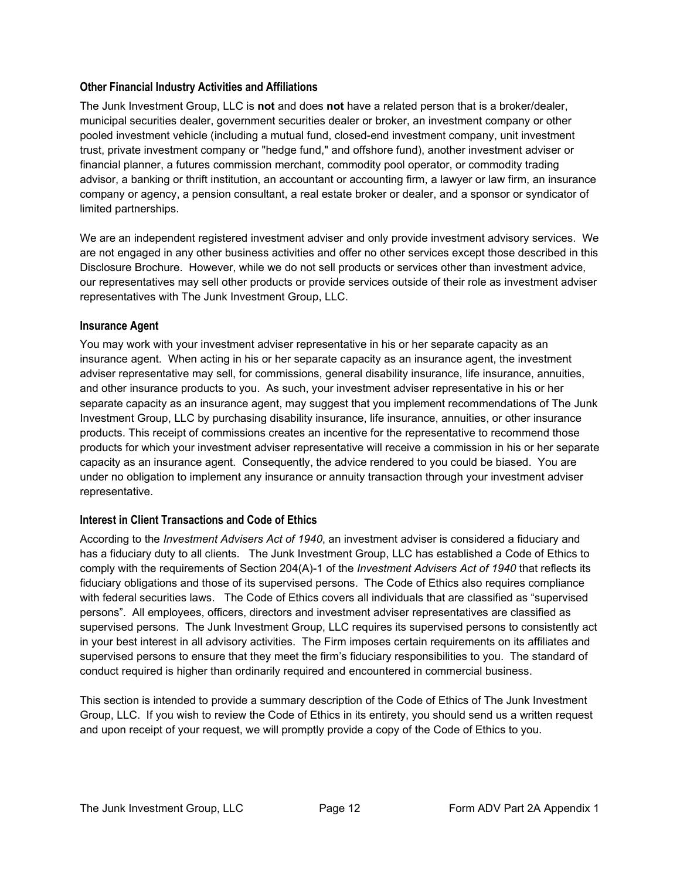### Other Financial Industry Activities and Affiliations

The Junk Investment Group, LLC is **not** and does **not** have a related person that is a broker/dealer, municipal securities dealer, government securities dealer or broker, an investment company or other pooled investment vehicle (including a mutual fund, closed-end investment company, unit investment trust, private investment company or "hedge fund," and offshore fund), another investment adviser or financial planner, a futures commission merchant, commodity pool operator, or commodity trading advisor, a banking or thrift institution, an accountant or accounting firm, a lawyer or law firm, an insurance company or agency, a pension consultant, a real estate broker or dealer, and a sponsor or syndicator of limited partnerships.

We are an independent registered investment adviser and only provide investment advisory services. We are not engaged in any other business activities and offer no other services except those described in this Disclosure Brochure. However, while we do not sell products or services other than investment advice, our representatives may sell other products or provide services outside of their role as investment adviser representatives with The Junk Investment Group, LLC.

### Insurance Agent

You may work with your investment adviser representative in his or her separate capacity as an insurance agent. When acting in his or her separate capacity as an insurance agent, the investment adviser representative may sell, for commissions, general disability insurance, life insurance, annuities, and other insurance products to you. As such, your investment adviser representative in his or her separate capacity as an insurance agent, may suggest that you implement recommendations of The Junk Investment Group, LLC by purchasing disability insurance, life insurance, annuities, or other insurance products. This receipt of commissions creates an incentive for the representative to recommend those products for which your investment adviser representative will receive a commission in his or her separate capacity as an insurance agent. Consequently, the advice rendered to you could be biased. You are under no obligation to implement any insurance or annuity transaction through your investment adviser representative.

### Interest in Client Transactions and Code of Ethics

According to the *Investment Advisers Act of 1940*, an investment adviser is considered a fiduciary and has a fiduciary duty to all clients. The Junk Investment Group, LLC has established a Code of Ethics to comply with the requirements of Section 204(A)-1 of the *Investment Advisers Act of 1940* that reflects its fiduciary obligations and those of its supervised persons. The Code of Ethics also requires compliance with federal securities laws. The Code of Ethics covers all individuals that are classified as "supervised persons". All employees, officers, directors and investment adviser representatives are classified as supervised persons. The Junk Investment Group, LLC requires its supervised persons to consistently act in your best interest in all advisory activities. The Firm imposes certain requirements on its affiliates and supervised persons to ensure that they meet the firm's fiduciary responsibilities to you. The standard of conduct required is higher than ordinarily required and encountered in commercial business.

This section is intended to provide a summary description of the Code of Ethics of The Junk Investment Group, LLC. If you wish to review the Code of Ethics in its entirety, you should send us a written request and upon receipt of your request, we will promptly provide a copy of the Code of Ethics to you.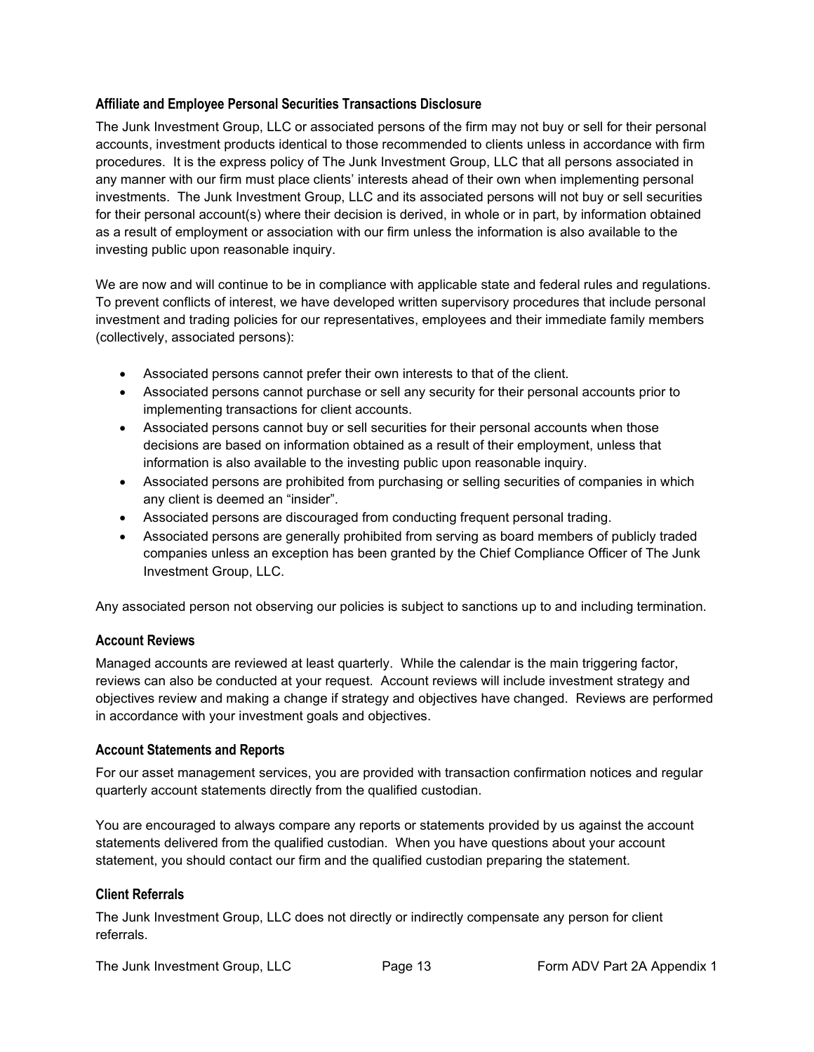### Affiliate and Employee Personal Securities Transactions Disclosure

The Junk Investment Group, LLC or associated persons of the firm may not buy or sell for their personal accounts, investment products identical to those recommended to clients unless in accordance with firm procedures. It is the express policy of The Junk Investment Group, LLC that all persons associated in any manner with our firm must place clients' interests ahead of their own when implementing personal investments. The Junk Investment Group, LLC and its associated persons will not buy or sell securities for their personal account(s) where their decision is derived, in whole or in part, by information obtained as a result of employment or association with our firm unless the information is also available to the investing public upon reasonable inquiry.

We are now and will continue to be in compliance with applicable state and federal rules and regulations. To prevent conflicts of interest, we have developed written supervisory procedures that include personal investment and trading policies for our representatives, employees and their immediate family members (collectively, associated persons):

- Associated persons cannot prefer their own interests to that of the client.
- Associated persons cannot purchase or sell any security for their personal accounts prior to implementing transactions for client accounts.
- Associated persons cannot buy or sell securities for their personal accounts when those decisions are based on information obtained as a result of their employment, unless that information is also available to the investing public upon reasonable inquiry.
- Associated persons are prohibited from purchasing or selling securities of companies in which any client is deemed an "insider".
- Associated persons are discouraged from conducting frequent personal trading.
- Associated persons are generally prohibited from serving as board members of publicly traded companies unless an exception has been granted by the Chief Compliance Officer of The Junk Investment Group, LLC.

Any associated person not observing our policies is subject to sanctions up to and including termination.

### Account Reviews

Managed accounts are reviewed at least quarterly. While the calendar is the main triggering factor, reviews can also be conducted at your request. Account reviews will include investment strategy and objectives review and making a change if strategy and objectives have changed. Reviews are performed in accordance with your investment goals and objectives.

### Account Statements and Reports

For our asset management services, you are provided with transaction confirmation notices and regular quarterly account statements directly from the qualified custodian.

You are encouraged to always compare any reports or statements provided by us against the account statements delivered from the qualified custodian. When you have questions about your account statement, you should contact our firm and the qualified custodian preparing the statement.

### Client Referrals

The Junk Investment Group, LLC does not directly or indirectly compensate any person for client referrals.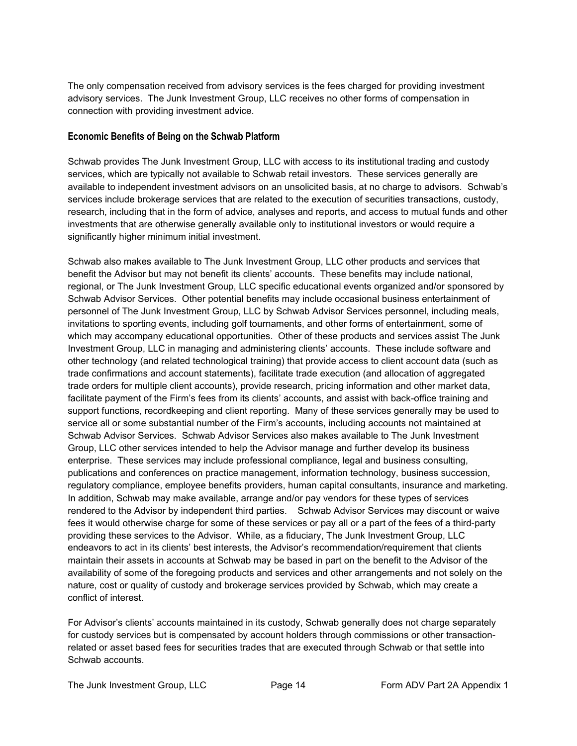The only compensation received from advisory services is the fees charged for providing investment advisory services. The Junk Investment Group, LLC receives no other forms of compensation in connection with providing investment advice.

### Economic Benefits of Being on the Schwab Platform

Schwab provides The Junk Investment Group, LLC with access to its institutional trading and custody services, which are typically not available to Schwab retail investors. These services generally are available to independent investment advisors on an unsolicited basis, at no charge to advisors. Schwab's services include brokerage services that are related to the execution of securities transactions, custody, research, including that in the form of advice, analyses and reports, and access to mutual funds and other investments that are otherwise generally available only to institutional investors or would require a significantly higher minimum initial investment.

Schwab also makes available to The Junk Investment Group, LLC other products and services that benefit the Advisor but may not benefit its clients' accounts. These benefits may include national, regional, or The Junk Investment Group, LLC specific educational events organized and/or sponsored by Schwab Advisor Services. Other potential benefits may include occasional business entertainment of personnel of The Junk Investment Group, LLC by Schwab Advisor Services personnel, including meals, invitations to sporting events, including golf tournaments, and other forms of entertainment, some of which may accompany educational opportunities. Other of these products and services assist The Junk Investment Group, LLC in managing and administering clients' accounts. These include software and other technology (and related technological training) that provide access to client account data (such as trade confirmations and account statements), facilitate trade execution (and allocation of aggregated trade orders for multiple client accounts), provide research, pricing information and other market data, facilitate payment of the Firm's fees from its clients' accounts, and assist with back-office training and support functions, recordkeeping and client reporting. Many of these services generally may be used to service all or some substantial number of the Firm's accounts, including accounts not maintained at Schwab Advisor Services. Schwab Advisor Services also makes available to The Junk Investment Group, LLC other services intended to help the Advisor manage and further develop its business enterprise. These services may include professional compliance, legal and business consulting, publications and conferences on practice management, information technology, business succession, regulatory compliance, employee benefits providers, human capital consultants, insurance and marketing. In addition, Schwab may make available, arrange and/or pay vendors for these types of services rendered to the Advisor by independent third parties. Schwab Advisor Services may discount or waive fees it would otherwise charge for some of these services or pay all or a part of the fees of a third-party providing these services to the Advisor. While, as a fiduciary, The Junk Investment Group, LLC endeavors to act in its clients' best interests, the Advisor's recommendation/requirement that clients maintain their assets in accounts at Schwab may be based in part on the benefit to the Advisor of the availability of some of the foregoing products and services and other arrangements and not solely on the nature, cost or quality of custody and brokerage services provided by Schwab, which may create a conflict of interest.

For Advisor's clients' accounts maintained in its custody, Schwab generally does not charge separately for custody services but is compensated by account holders through commissions or other transaction-related or asset based fees for securities trades that are executed through Schwab or that settle into Schwab accounts.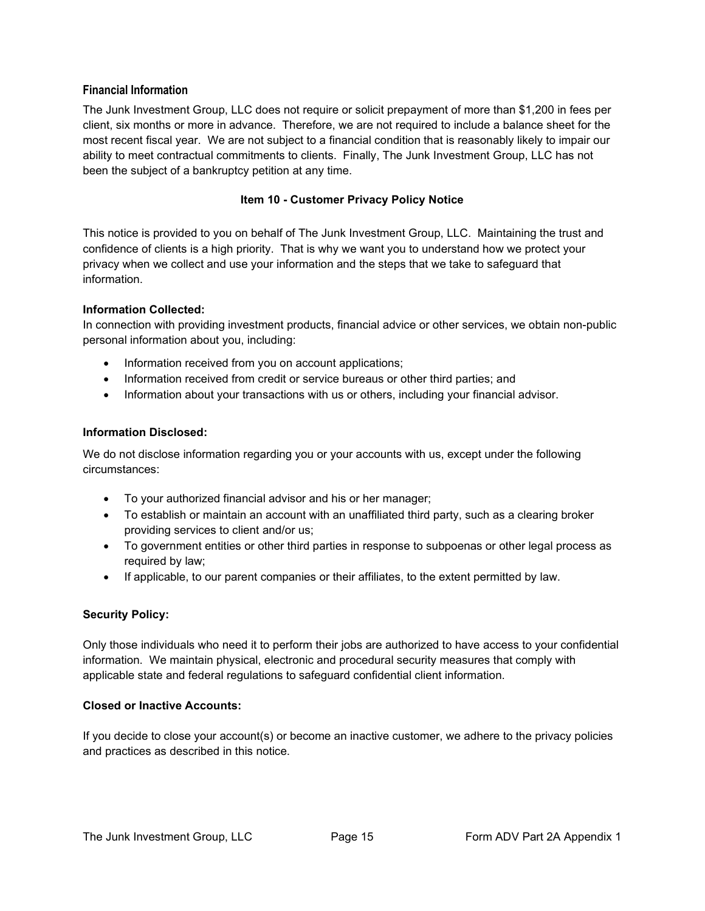### Financial Information

The Junk Investment Group, LLC does not require or solicit prepayment of more than $1,200 in fees per client, six months or more in advance. Therefore, we are not required to include a balance sheet for the most recent fiscal year. We are not subject to a financial condition that is reasonably likely to impair our ability to meet contractual commitments to clients. Finally, The Junk Investment Group, LLC has not been the subject of a bankruptcy petition at any time.

## Item 10 - Customer Privacy Policy Notice

This notice is provided to you on behalf of The Junk Investment Group, LLC. Maintaining the trust and confidence of clients is a high priority. That is why we want you to understand how we protect your privacy when we collect and use your information and the steps that we take to safeguard that information.

**Information Collected:**
In connection with providing investment products, financial advice or other services, we obtain non-public personal information about you, including:

- Information received from you on account applications;
- Information received from credit or service bureaus or other third parties; and
- Information about your transactions with us or others, including your financial advisor.

**Information Disclosed:**

We do not disclose information regarding you or your accounts with us, except under the following circumstances:

- To your authorized financial advisor and his or her manager;
- To establish or maintain an account with an unaffiliated third party, such as a clearing broker providing services to client and/or us;
- To government entities or other third parties in response to subpoenas or other legal process as required by law;
- If applicable, to our parent companies or their affiliates, to the extent permitted by law.

**Security Policy:**

Only those individuals who need it to perform their jobs are authorized to have access to your confidential information. We maintain physical, electronic and procedural security measures that comply with applicable state and federal regulations to safeguard confidential client information.

**Closed or Inactive Accounts:**

If you decide to close your account(s) or become an inactive customer, we adhere to the privacy policies and practices as described in this notice.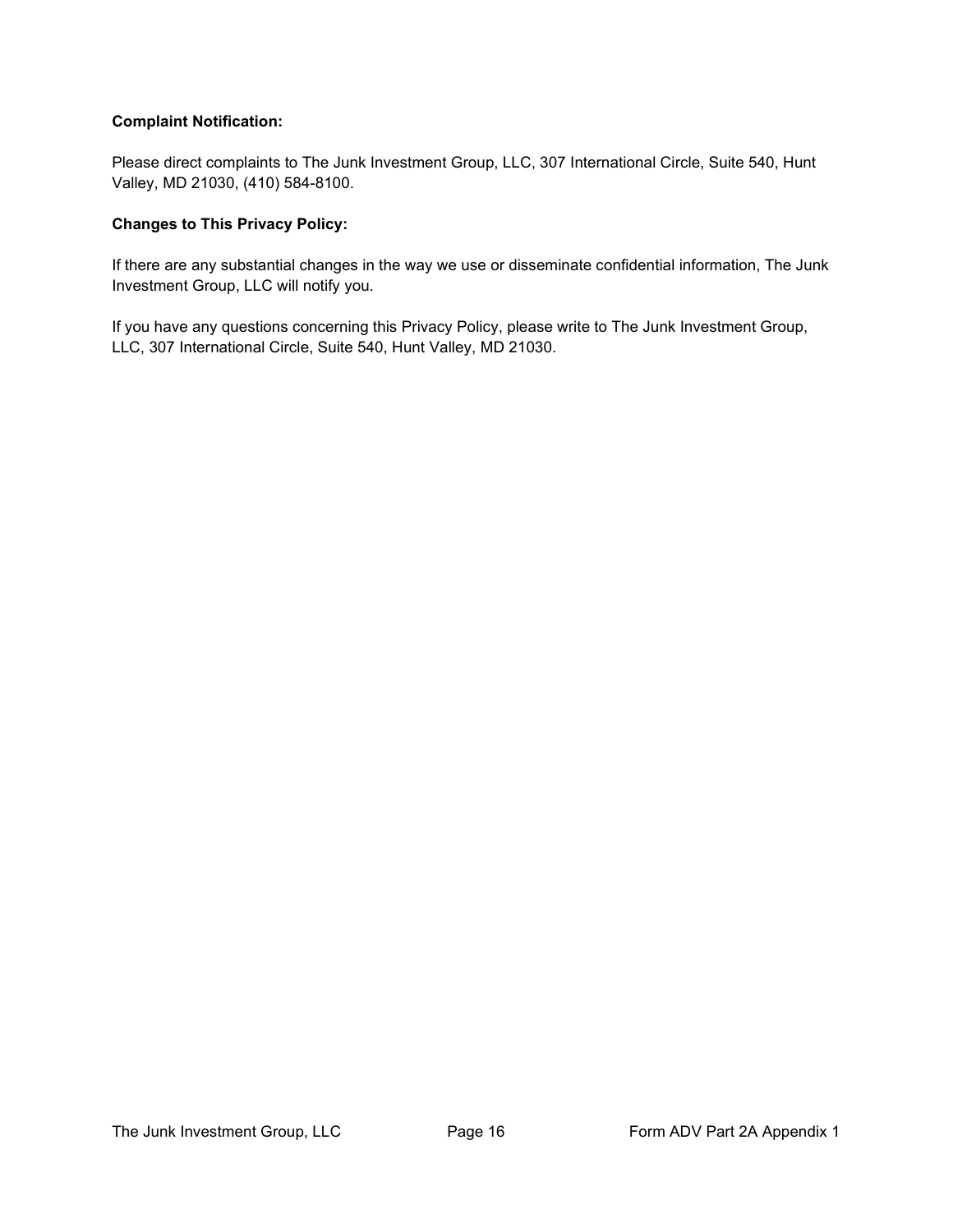**Complaint Notification:**

Please direct complaints to The Junk Investment Group, LLC, 307 International Circle, Suite 540, Hunt Valley, MD 21030, (410) 584-8100.

**Changes to This Privacy Policy:**

If there are any substantial changes in the way we use or disseminate confidential information, The Junk Investment Group, LLC will notify you.

If you have any questions concerning this Privacy Policy, please write to The Junk Investment Group, LLC, 307 International Circle, Suite 540, Hunt Valley, MD 21030.